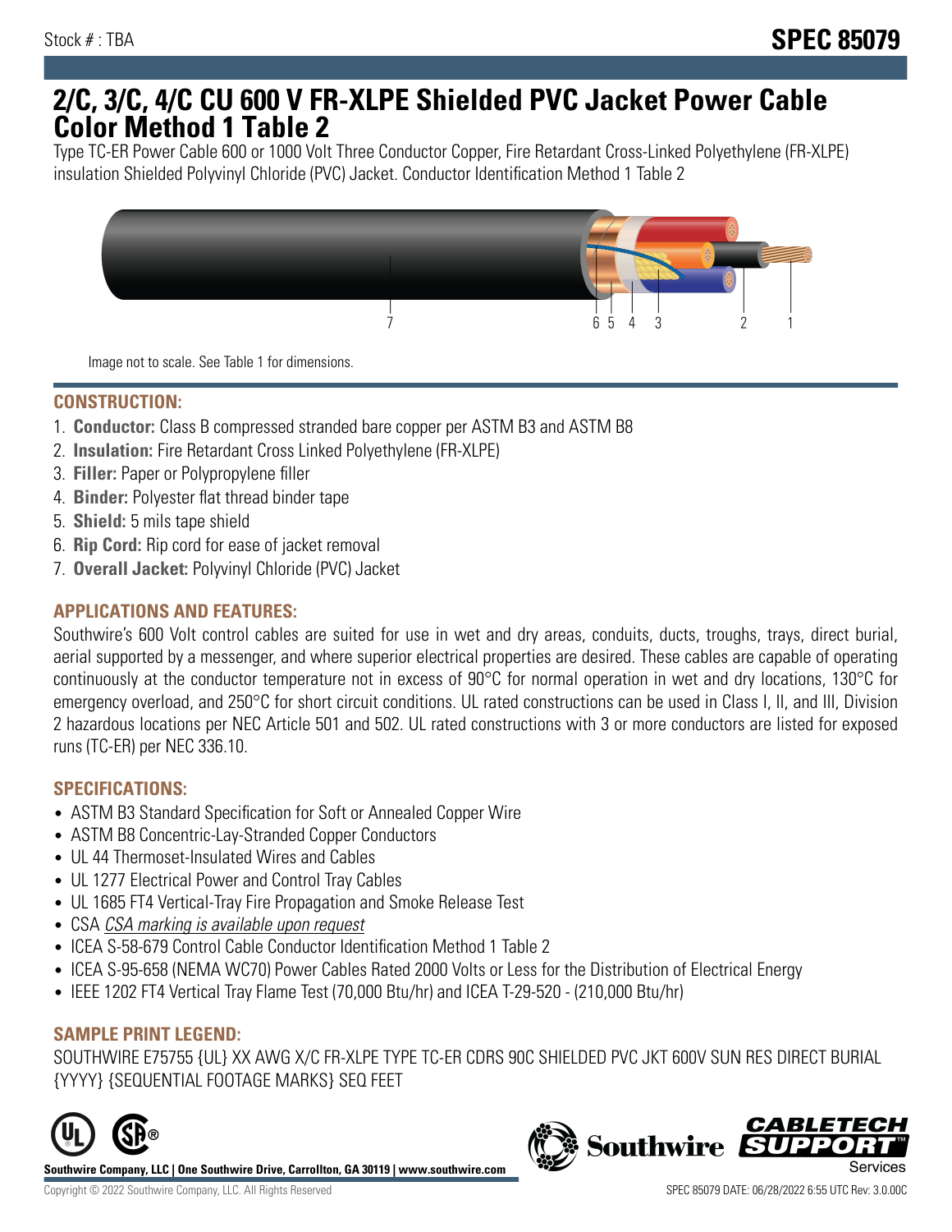Stock # : TBA

**SPEC 85079**

# 2/C, 3/C, 4/C CU 600 V FR-XLPE Shielded PVC Jacket Power Cable Color Method 1 Table 2

Type TC-ER Power Cable 600 or 1000 Volt Three Conductor Copper, Fire Retardant Cross-Linked Polyethylene (FR-XLPE) insulation Shielded Polyvinyl Chloride (PVC) Jacket. Conductor Identification Method 1 Table 2

7 6 5 4 3 2 1

Image not to scale. See Table 1 for dimensions.

## CONSTRUCTION:

1. **Conductor:** Class B compressed stranded bare copper per ASTM B3 and ASTM B8
2. **Insulation:** Fire Retardant Cross Linked Polyethylene (FR-XLPE)
3. **Filler:** Paper or Polypropylene filler
4. **Binder:** Polyester flat thread binder tape
5. **Shield:** 5 mils tape shield
6. **Rip Cord:** Rip cord for ease of jacket removal
7. **Overall Jacket:** Polyvinyl Chloride (PVC) Jacket

## APPLICATIONS AND FEATURES:

Southwire's 600 Volt control cables are suited for use in wet and dry areas, conduits, ducts, troughs, trays, direct burial, aerial supported by a messenger, and where superior electrical properties are desired. These cables are capable of operating continuously at the conductor temperature not in excess of 90°C for normal operation in wet and dry locations, 130°C for emergency overload, and 250°C for short circuit conditions. UL rated constructions can be used in Class I, II, and III, Division 2 hazardous locations per NEC Article 501 and 502. UL rated constructions with 3 or more conductors are listed for exposed runs (TC-ER) per NEC 336.10.

## SPECIFICATIONS:

- ASTM B3 Standard Specification for Soft or Annealed Copper Wire
- ASTM B8 Concentric-Lay-Stranded Copper Conductors
- UL 44 Thermoset-Insulated Wires and Cables
- UL 1277 Electrical Power and Control Tray Cables
- UL 1685 FT4 Vertical-Tray Fire Propagation and Smoke Release Test
- CSA *CSA marking is available upon request*
- ICEA S-58-679 Control Cable Conductor Identification Method 1 Table 2
- ICEA S-95-658 (NEMA WC70) Power Cables Rated 2000 Volts or Less for the Distribution of Electrical Energy
- IEEE 1202 FT4 Vertical Tray Flame Test (70,000 Btu/hr) and ICEA T-29-520 - (210,000 Btu/hr)

## SAMPLE PRINT LEGEND:

SOUTHWIRE E75755 {UL} XX AWG X/C FR-XLPE TYPE TC-ER CDRS 90C SHIELDED PVC JKT 600V SUN RES DIRECT BURIAL {YYYY} {SEQUENTIAL FOOTAGE MARKS} SEQ FEET

**Southwire Company, LLC | One Southwire Drive, Carrollton, GA 30119 | www.southwire.com**

Copyright © 2022 Southwire Company, LLC. All Rights Reserved

SPEC 85079 DATE: 06/28/2022 6:55 UTC Rev: 3.0.00C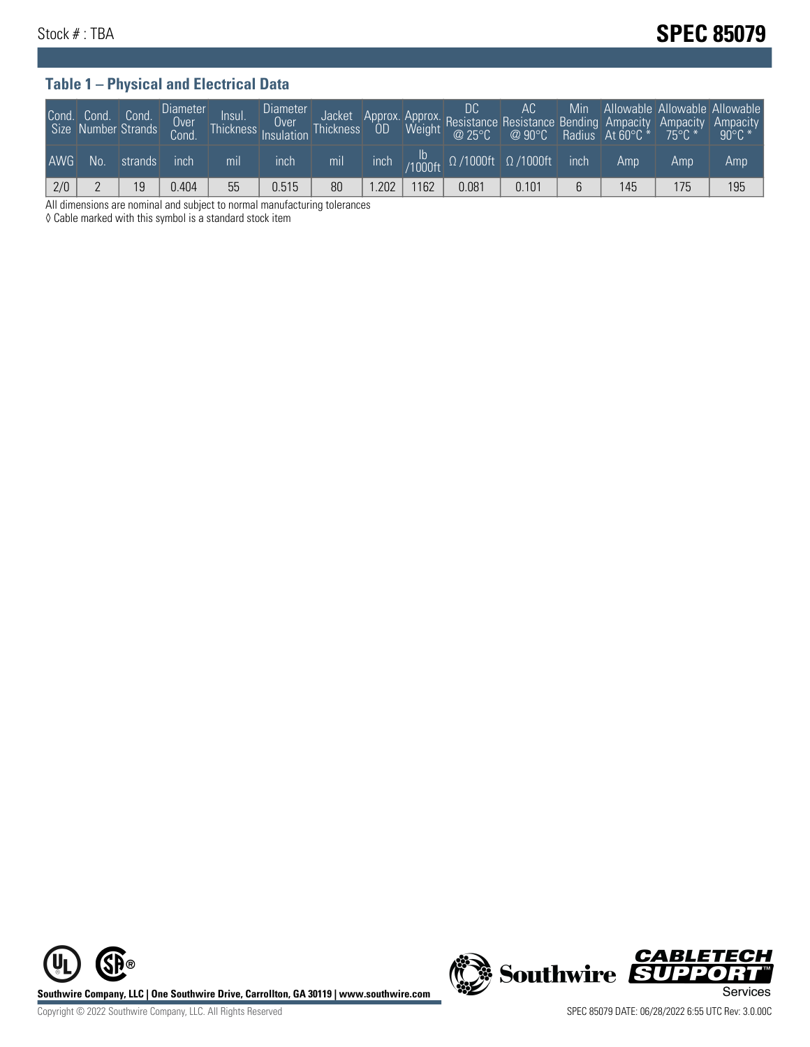## Table 1 – Physical and Electrical Data

| Cond. Size | Cond. Number | Cond. Strands | Diameter Over Cond. | Insul. Thickness | Diameter Over Insulation | Jacket Thickness | Approx. OD | Approx. Weight | DC Resistance @ 25°C | AC Resistance @ 90°C | Min Bending Radius | Allowable Ampacity At 60°C * | Allowable Ampacity 75°C * | Allowable Ampacity 90°C * |
|---|---|---|---|---|---|---|---|---|---|---|---|---|---|---|
| AWG | No. | strands | inch | mil | inch | mil | inch | lb /1000ft | Ω /1000ft | Ω /1000ft | inch | Amp | Amp | Amp |
| 2/0 | 2 | 19 | 0.404 | 55 | 0.515 | 80 | 1.202 | 1162 | 0.081 | 0.101 | 6 | 145 | 175 | 195 |

All dimensions are nominal and subject to normal manufacturing tolerances

◊ Cable marked with this symbol is a standard stock item

Southwire Company, LLC | One Southwire Drive, Carrollton, GA 30119 | www.southwire.com

Copyright © 2022 Southwire Company, LLC. All Rights Reserved

SPEC 85079 DATE: 06/28/2022 6:55 UTC Rev: 3.0.00C